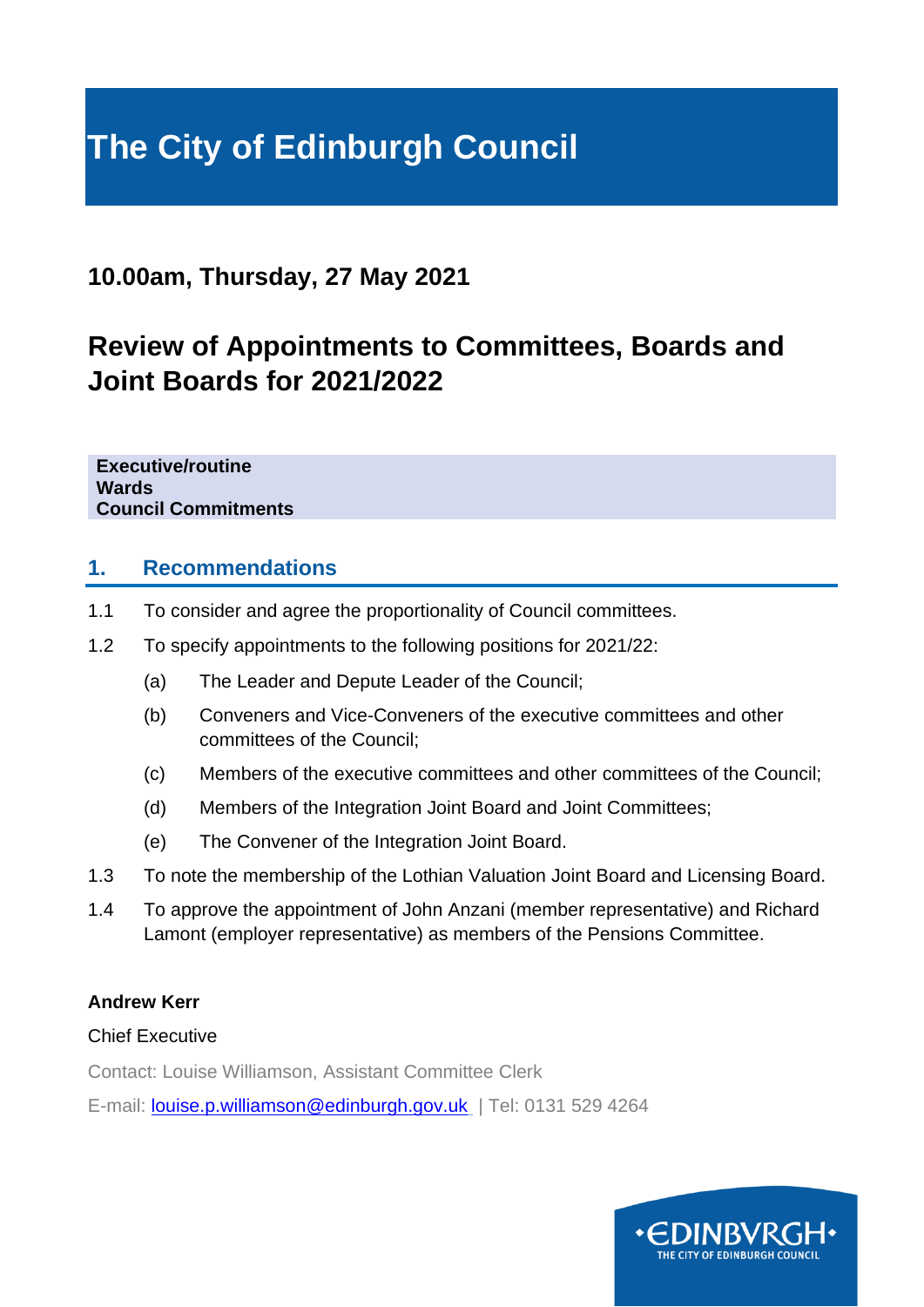# The City of Edinburgh Council

## 10.00am, Thursday, 27 May 2021

## Review of Appointments to Committees, Boards and Joint Boards for 2021/2022

**Executive/routine**
**Wards**
**Council Commitments**

## 1. Recommendations

1.1 To consider and agree the proportionality of Council committees.

1.2 To specify appointments to the following positions for 2021/22:

- (a) The Leader and Depute Leader of the Council;
- (b) Conveners and Vice-Conveners of the executive committees and other committees of the Council;
- (c) Members of the executive committees and other committees of the Council;
- (d) Members of the Integration Joint Board and Joint Committees;
- (e) The Convener of the Integration Joint Board.

1.3 To note the membership of the Lothian Valuation Joint Board and Licensing Board.

1.4 To approve the appointment of John Anzani (member representative) and Richard Lamont (employer representative) as members of the Pensions Committee.

**Andrew Kerr**

Chief Executive

Contact: Louise Williamson, Assistant Committee Clerk

E-mail: louise.p.williamson@edinburgh.gov.uk | Tel: 0131 529 4264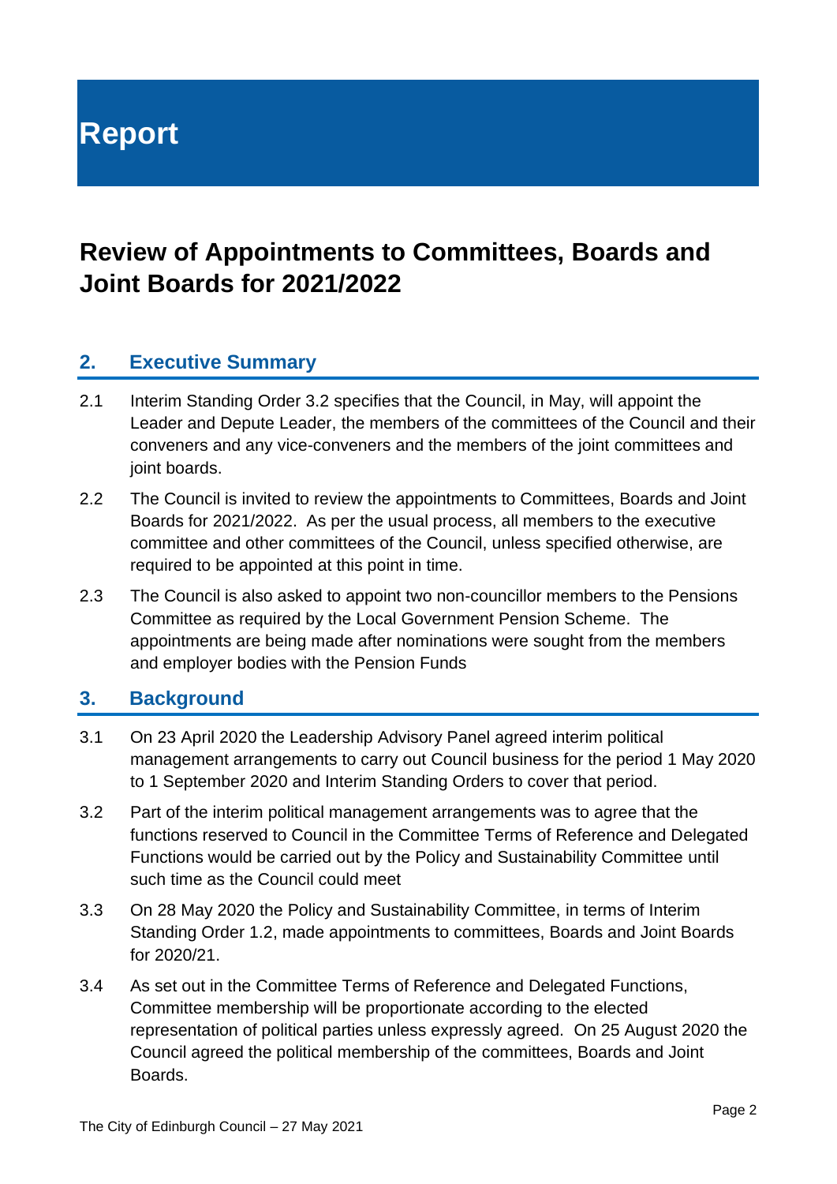# Report

# Review of Appointments to Committees, Boards and Joint Boards for 2021/2022

## 2. Executive Summary

2.1 Interim Standing Order 3.2 specifies that the Council, in May, will appoint the Leader and Depute Leader, the members of the committees of the Council and their conveners and any vice-conveners and the members of the joint committees and joint boards.

2.2 The Council is invited to review the appointments to Committees, Boards and Joint Boards for 2021/2022. As per the usual process, all members to the executive committee and other committees of the Council, unless specified otherwise, are required to be appointed at this point in time.

2.3 The Council is also asked to appoint two non-councillor members to the Pensions Committee as required by the Local Government Pension Scheme. The appointments are being made after nominations were sought from the members and employer bodies with the Pension Funds

## 3. Background

3.1 On 23 April 2020 the Leadership Advisory Panel agreed interim political management arrangements to carry out Council business for the period 1 May 2020 to 1 September 2020 and Interim Standing Orders to cover that period.

3.2 Part of the interim political management arrangements was to agree that the functions reserved to Council in the Committee Terms of Reference and Delegated Functions would be carried out by the Policy and Sustainability Committee until such time as the Council could meet

3.3 On 28 May 2020 the Policy and Sustainability Committee, in terms of Interim Standing Order 1.2, made appointments to committees, Boards and Joint Boards for 2020/21.

3.4 As set out in the Committee Terms of Reference and Delegated Functions, Committee membership will be proportionate according to the elected representation of political parties unless expressly agreed. On 25 August 2020 the Council agreed the political membership of the committees, Boards and Joint Boards.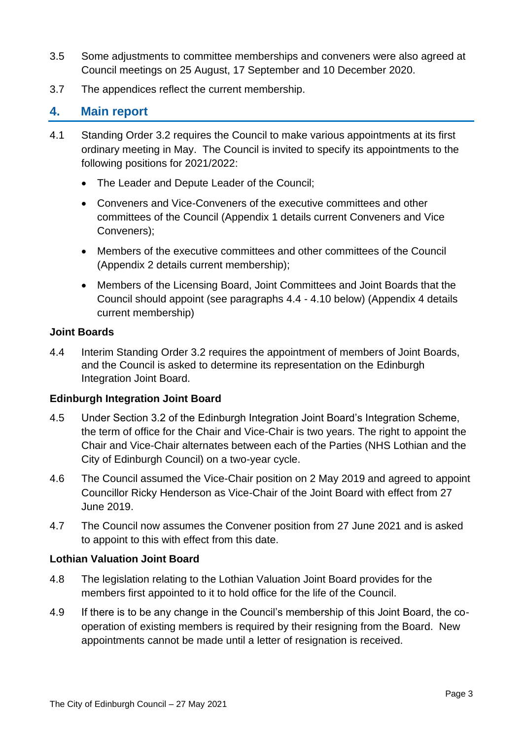3.5 Some adjustments to committee memberships and conveners were also agreed at Council meetings on 25 August, 17 September and 10 December 2020.

3.7 The appendices reflect the current membership.

## 4. Main report

4.1 Standing Order 3.2 requires the Council to make various appointments at its first ordinary meeting in May. The Council is invited to specify its appointments to the following positions for 2021/2022:

- The Leader and Depute Leader of the Council;
- Conveners and Vice-Conveners of the executive committees and other committees of the Council (Appendix 1 details current Conveners and Vice Conveners);
- Members of the executive committees and other committees of the Council (Appendix 2 details current membership);
- Members of the Licensing Board, Joint Committees and Joint Boards that the Council should appoint (see paragraphs 4.4 - 4.10 below) (Appendix 4 details current membership)

**Joint Boards**

4.4 Interim Standing Order 3.2 requires the appointment of members of Joint Boards, and the Council is asked to determine its representation on the Edinburgh Integration Joint Board.

**Edinburgh Integration Joint Board**

4.5 Under Section 3.2 of the Edinburgh Integration Joint Board's Integration Scheme, the term of office for the Chair and Vice-Chair is two years. The right to appoint the Chair and Vice-Chair alternates between each of the Parties (NHS Lothian and the City of Edinburgh Council) on a two-year cycle.

4.6 The Council assumed the Vice-Chair position on 2 May 2019 and agreed to appoint Councillor Ricky Henderson as Vice-Chair of the Joint Board with effect from 27 June 2019.

4.7 The Council now assumes the Convener position from 27 June 2021 and is asked to appoint to this with effect from this date.

**Lothian Valuation Joint Board**

4.8 The legislation relating to the Lothian Valuation Joint Board provides for the members first appointed to it to hold office for the life of the Council.

4.9 If there is to be any change in the Council's membership of this Joint Board, the co-operation of existing members is required by their resigning from the Board. New appointments cannot be made until a letter of resignation is received.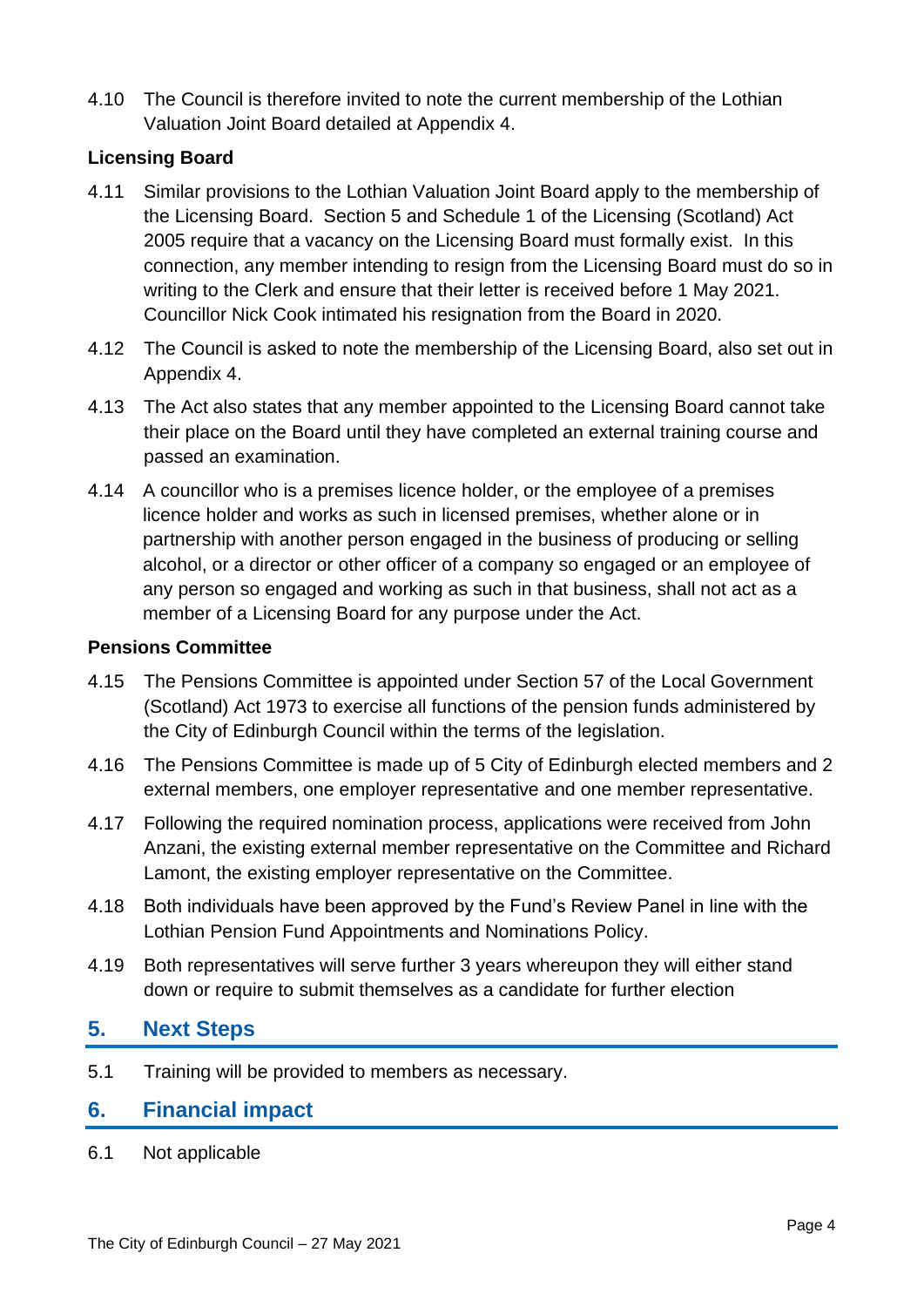4.10 The Council is therefore invited to note the current membership of the Lothian Valuation Joint Board detailed at Appendix 4.

**Licensing Board**

4.11 Similar provisions to the Lothian Valuation Joint Board apply to the membership of the Licensing Board. Section 5 and Schedule 1 of the Licensing (Scotland) Act 2005 require that a vacancy on the Licensing Board must formally exist. In this connection, any member intending to resign from the Licensing Board must do so in writing to the Clerk and ensure that their letter is received before 1 May 2021. Councillor Nick Cook intimated his resignation from the Board in 2020.

4.12 The Council is asked to note the membership of the Licensing Board, also set out in Appendix 4.

4.13 The Act also states that any member appointed to the Licensing Board cannot take their place on the Board until they have completed an external training course and passed an examination.

4.14 A councillor who is a premises licence holder, or the employee of a premises licence holder and works as such in licensed premises, whether alone or in partnership with another person engaged in the business of producing or selling alcohol, or a director or other officer of a company so engaged or an employee of any person so engaged and working as such in that business, shall not act as a member of a Licensing Board for any purpose under the Act.

**Pensions Committee**

4.15 The Pensions Committee is appointed under Section 57 of the Local Government (Scotland) Act 1973 to exercise all functions of the pension funds administered by the City of Edinburgh Council within the terms of the legislation.

4.16 The Pensions Committee is made up of 5 City of Edinburgh elected members and 2 external members, one employer representative and one member representative.

4.17 Following the required nomination process, applications were received from John Anzani, the existing external member representative on the Committee and Richard Lamont, the existing employer representative on the Committee.

4.18 Both individuals have been approved by the Fund's Review Panel in line with the Lothian Pension Fund Appointments and Nominations Policy.

4.19 Both representatives will serve further 3 years whereupon they will either stand down or require to submit themselves as a candidate for further election

## 5. Next Steps

5.1 Training will be provided to members as necessary.

## 6. Financial impact

6.1 Not applicable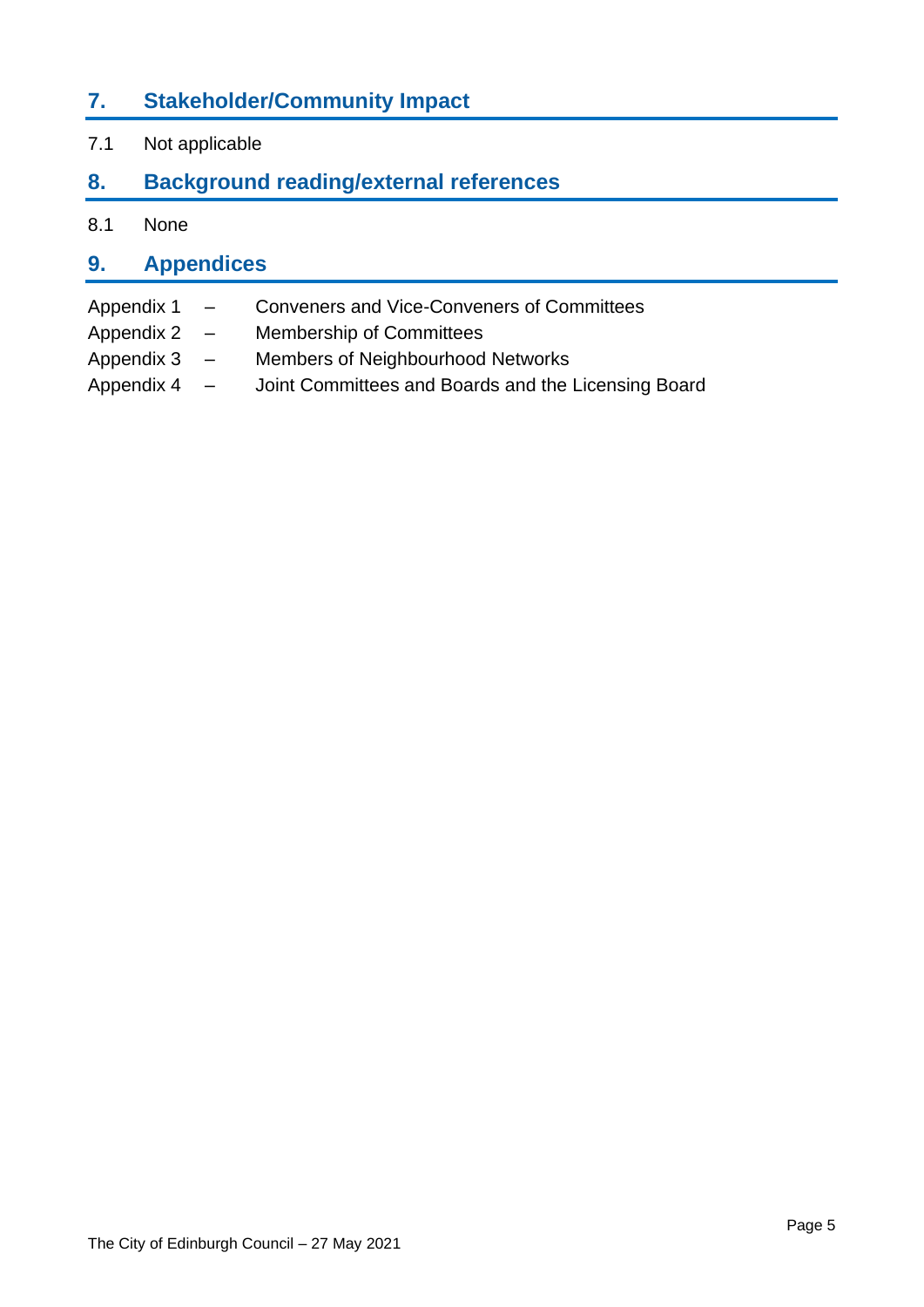## 7. Stakeholder/Community Impact

7.1 Not applicable

## 8. Background reading/external references

8.1 None

## 9. Appendices

Appendix 1 – Conveners and Vice-Conveners of Committees

Appendix 2 – Membership of Committees

Appendix 3 – Members of Neighbourhood Networks

Appendix 4 – Joint Committees and Boards and the Licensing Board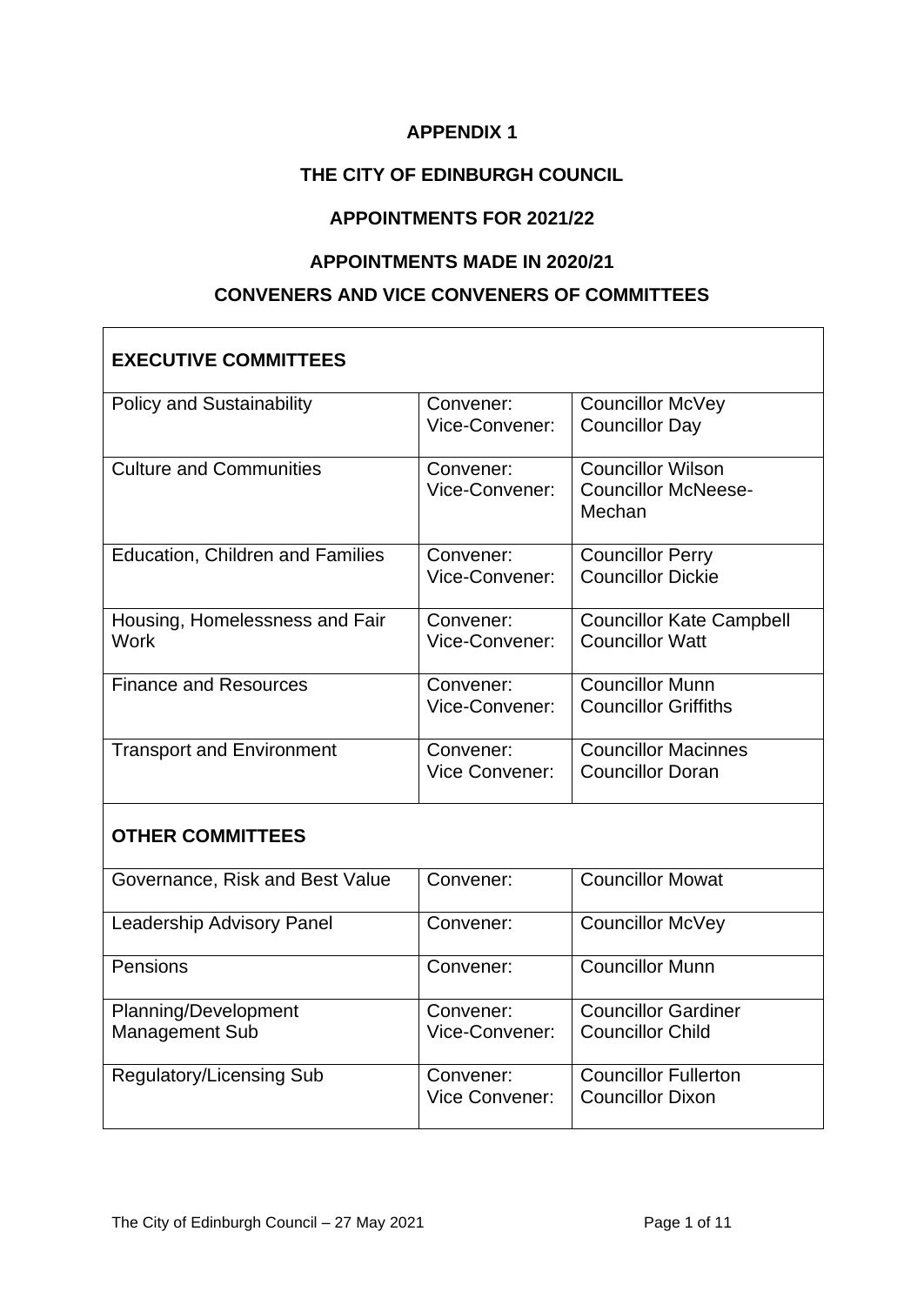**APPENDIX 1**

**THE CITY OF EDINBURGH COUNCIL**

**APPOINTMENTS FOR 2021/22**

**APPOINTMENTS MADE IN 2020/21**

**CONVENERS AND VICE CONVENERS OF COMMITTEES**

| **EXECUTIVE COMMITTEES** | | |
|---|---|---|
| Policy and Sustainability | Convener:<br>Vice-Convener: | Councillor McVey<br>Councillor Day |
| Culture and Communities | Convener:<br>Vice-Convener: | Councillor Wilson<br>Councillor McNeese-Mechan |
| Education, Children and Families | Convener:<br>Vice-Convener: | Councillor Perry<br>Councillor Dickie |
| Housing, Homelessness and Fair Work | Convener:<br>Vice-Convener: | Councillor Kate Campbell<br>Councillor Watt |
| Finance and Resources | Convener:<br>Vice-Convener: | Councillor Munn<br>Councillor Griffiths |
| Transport and Environment | Convener:<br>Vice Convener: | Councillor Macinnes<br>Councillor Doran |
| **OTHER COMMITTEES** | | |
| Governance, Risk and Best Value | Convener: | Councillor Mowat |
| Leadership Advisory Panel | Convener: | Councillor McVey |
| Pensions | Convener: | Councillor Munn |
| Planning/Development Management Sub | Convener:<br>Vice-Convener: | Councillor Gardiner<br>Councillor Child |
| Regulatory/Licensing Sub | Convener:<br>Vice Convener: | Councillor Fullerton<br>Councillor Dixon |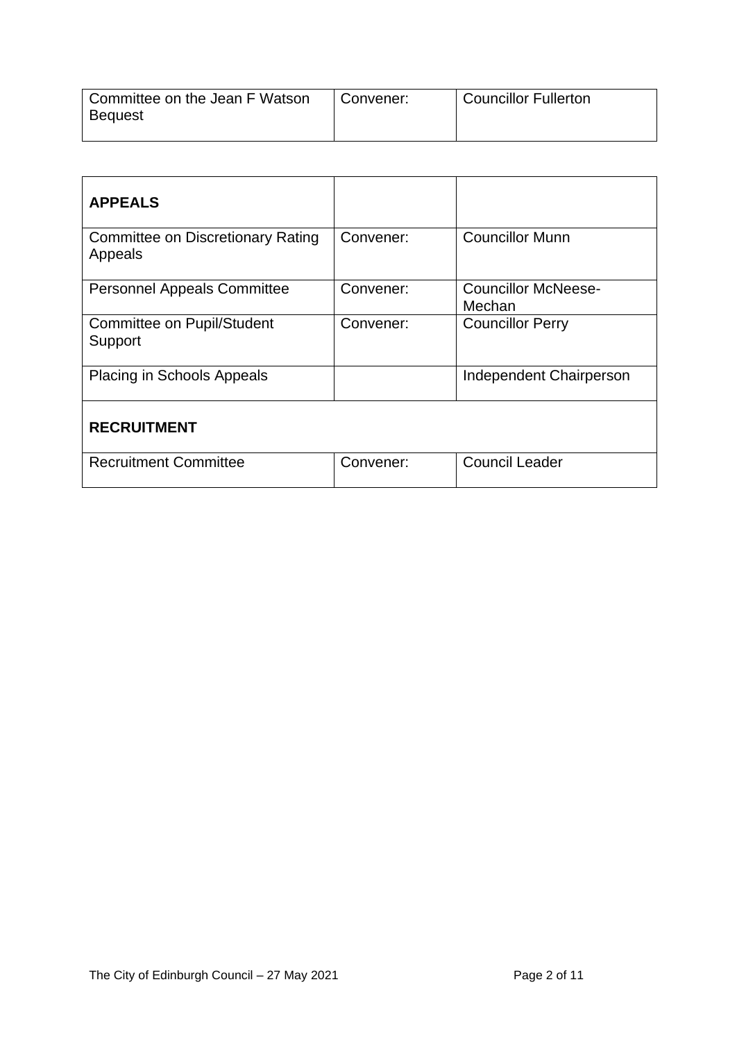| Committee on the Jean F Watson Bequest | Convener: | Councillor Fullerton |
|---|---|---|

| **APPEALS** | | |
|---|---|---|
| Committee on Discretionary Rating Appeals | Convener: | Councillor Munn |
| Personnel Appeals Committee | Convener: | Councillor McNeese-Mechan |
| Committee on Pupil/Student Support | Convener: | Councillor Perry |
| Placing in Schools Appeals | | Independent Chairperson |
| **RECRUITMENT** | | |
| Recruitment Committee | Convener: | Council Leader |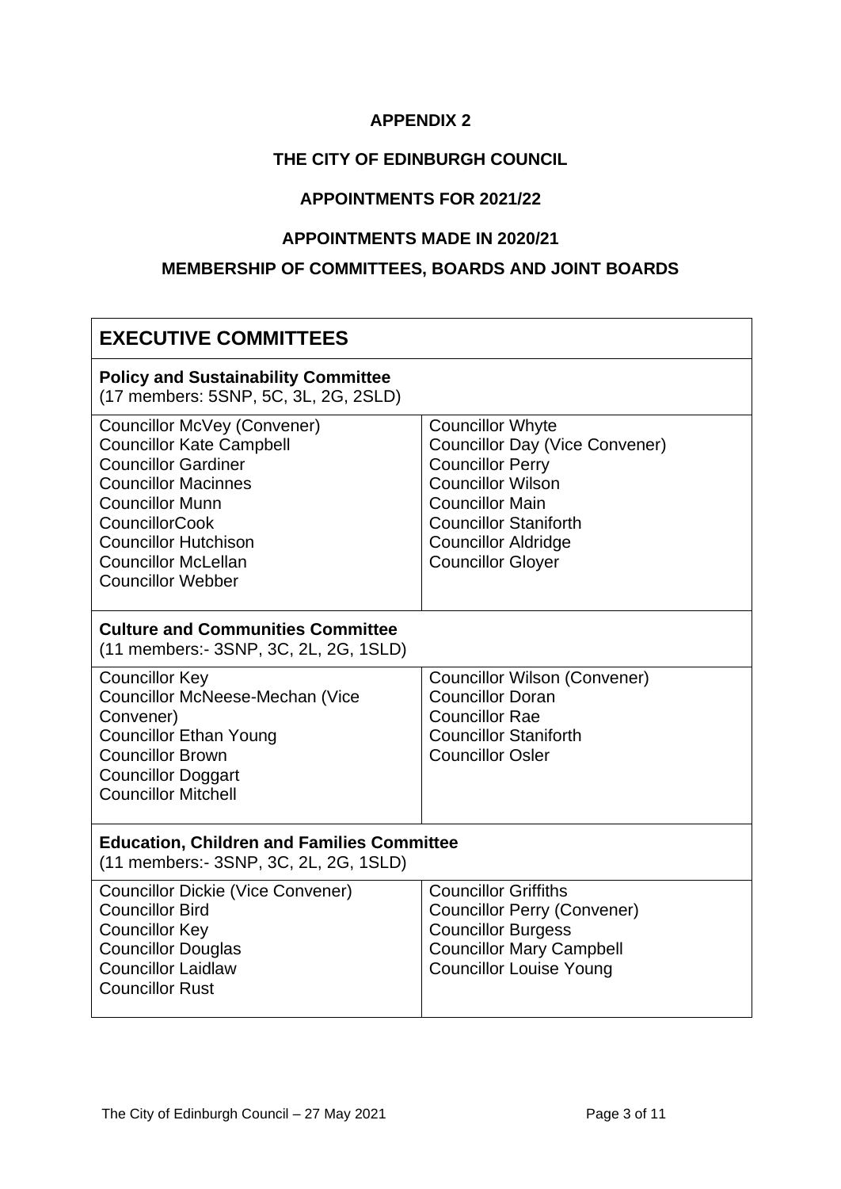**APPENDIX 2**

**THE CITY OF EDINBURGH COUNCIL**

**APPOINTMENTS FOR 2021/22**

**APPOINTMENTS MADE IN 2020/21**

**MEMBERSHIP OF COMMITTEES, BOARDS AND JOINT BOARDS**

## EXECUTIVE COMMITTEES

### Policy and Sustainability Committee

(17 members: 5SNP, 5C, 3L, 2G, 2SLD)

| | |
|---|---|
| Councillor McVey (Convener) | Councillor Whyte |
| Councillor Kate Campbell | Councillor Day (Vice Convener) |
| Councillor Gardiner | Councillor Perry |
| Councillor Macinnes | Councillor Wilson |
| Councillor Munn | Councillor Main |
| CouncillorCook | Councillor Staniforth |
| Councillor Hutchison | Councillor Aldridge |
| Councillor McLellan | Councillor Gloyer |
| Councillor Webber | |

### Culture and Communities Committee

(11 members:- 3SNP, 3C, 2L, 2G, 1SLD)

| | |
|---|---|
| Councillor Key | Councillor Wilson (Convener) |
| Councillor McNeese-Mechan (Vice Convener) | Councillor Doran |
| Councillor Ethan Young | Councillor Rae |
| Councillor Brown | Councillor Staniforth |
| Councillor Doggart | Councillor Osler |
| Councillor Mitchell | |

### Education, Children and Families Committee

(11 members:- 3SNP, 3C, 2L, 2G, 1SLD)

| | |
|---|---|
| Councillor Dickie (Vice Convener) | Councillor Griffiths |
| Councillor Bird | Councillor Perry (Convener) |
| Councillor Key | Councillor Burgess |
| Councillor Douglas | Councillor Mary Campbell |
| Councillor Laidlaw | Councillor Louise Young |
| Councillor Rust | |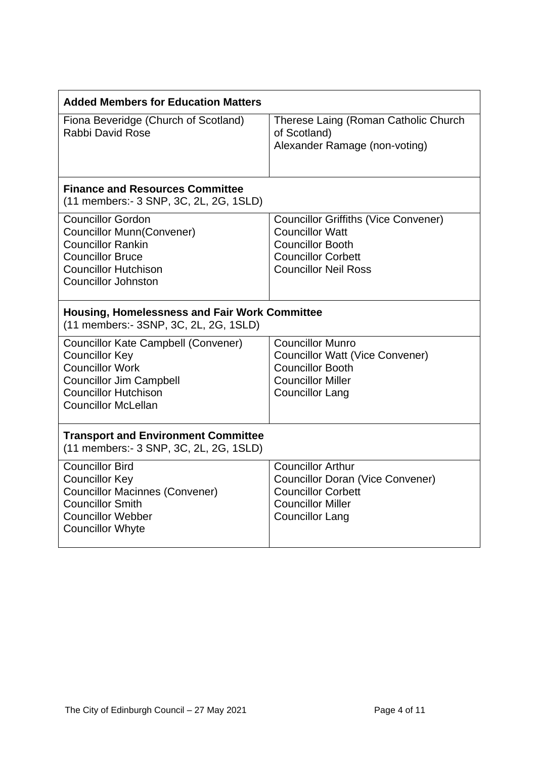| **Added Members for Education Matters** | |
|---|---|
| Fiona Beveridge (Church of Scotland)<br>Rabbi David Rose | Therese Laing (Roman Catholic Church of Scotland)<br>Alexander Ramage (non-voting) |

| **Finance and Resources Committee**<br>(11 members:- 3 SNP, 3C, 2L, 2G, 1SLD) | |
|---|---|
| Councillor Gordon<br>Councillor Munn(Convener)<br>Councillor Rankin<br>Councillor Bruce<br>Councillor Hutchison<br>Councillor Johnston | Councillor Griffiths (Vice Convener)<br>Councillor Watt<br>Councillor Booth<br>Councillor Corbett<br>Councillor Neil Ross |

| **Housing, Homelessness and Fair Work Committee**<br>(11 members:- 3SNP, 3C, 2L, 2G, 1SLD) | |
|---|---|
| Councillor Kate Campbell (Convener)<br>Councillor Key<br>Councillor Work<br>Councillor Jim Campbell<br>Councillor Hutchison<br>Councillor McLellan | Councillor Munro<br>Councillor Watt (Vice Convener)<br>Councillor Booth<br>Councillor Miller<br>Councillor Lang |

| **Transport and Environment Committee**<br>(11 members:- 3 SNP, 3C, 2L, 2G, 1SLD) | |
|---|---|
| Councillor Bird<br>Councillor Key<br>Councillor Macinnes (Convener)<br>Councillor Smith<br>Councillor Webber<br>Councillor Whyte | Councillor Arthur<br>Councillor Doran (Vice Convener)<br>Councillor Corbett<br>Councillor Miller<br>Councillor Lang |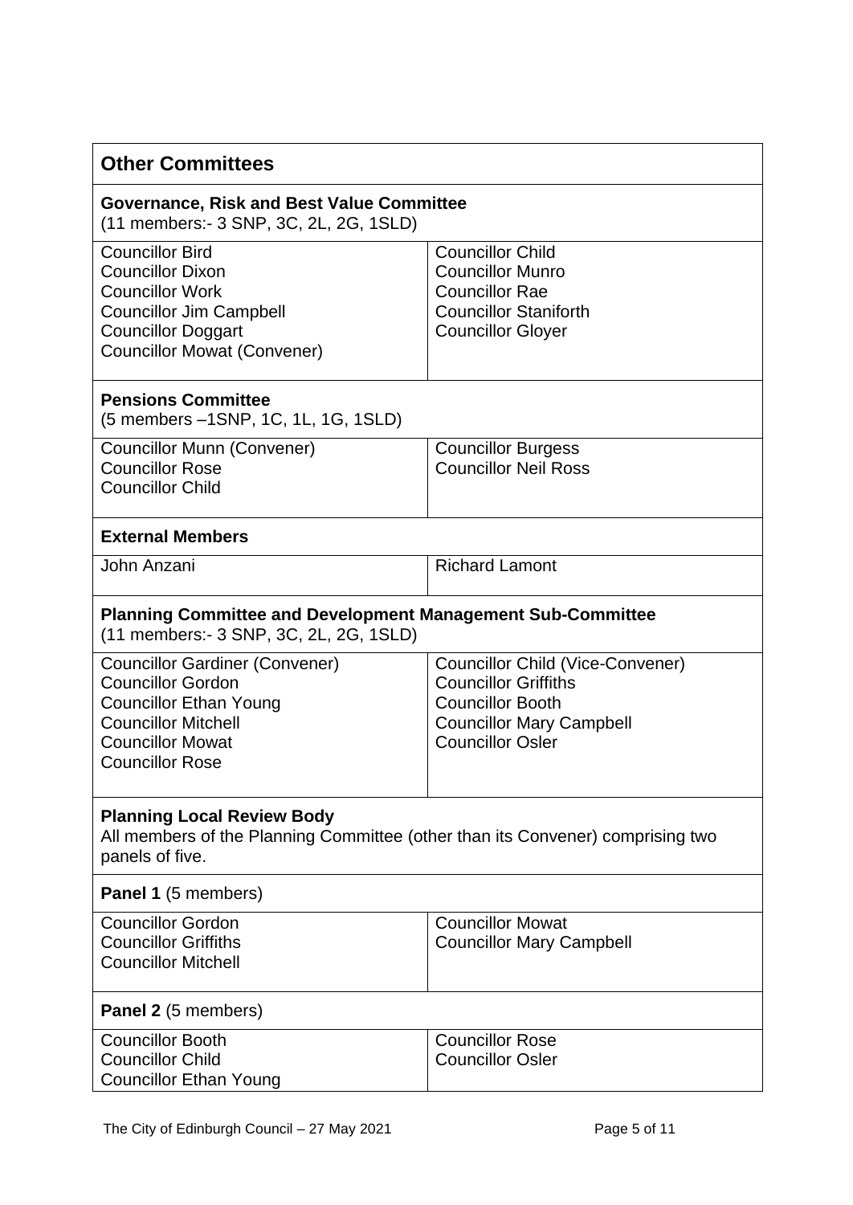## Other Committees

### Governance, Risk and Best Value Committee

(11 members:- 3 SNP, 3C, 2L, 2G, 1SLD)

| | |
|---|---|
| Councillor Bird<br>Councillor Dixon<br>Councillor Work<br>Councillor Jim Campbell<br>Councillor Doggart<br>Councillor Mowat (Convener) | Councillor Child<br>Councillor Munro<br>Councillor Rae<br>Councillor Staniforth<br>Councillor Gloyer |

### Pensions Committee

(5 members –1SNP, 1C, 1L, 1G, 1SLD)

| | |
|---|---|
| Councillor Munn (Convener)<br>Councillor Rose<br>Councillor Child | Councillor Burgess<br>Councillor Neil Ross |

### External Members

| | |
|---|---|
| John Anzani | Richard Lamont |

### Planning Committee and Development Management Sub-Committee

(11 members:- 3 SNP, 3C, 2L, 2G, 1SLD)

| | |
|---|---|
| Councillor Gardiner (Convener)<br>Councillor Gordon<br>Councillor Ethan Young<br>Councillor Mitchell<br>Councillor Mowat<br>Councillor Rose | Councillor Child (Vice-Convener)<br>Councillor Griffiths<br>Councillor Booth<br>Councillor Mary Campbell<br>Councillor Osler |

### Planning Local Review Body

All members of the Planning Committee (other than its Convener) comprising two panels of five.

**Panel 1** (5 members)

| | |
|---|---|
| Councillor Gordon<br>Councillor Griffiths<br>Councillor Mitchell | Councillor Mowat<br>Councillor Mary Campbell |

**Panel 2** (5 members)

| | |
|---|---|
| Councillor Booth<br>Councillor Child<br>Councillor Ethan Young | Councillor Rose<br>Councillor Osler |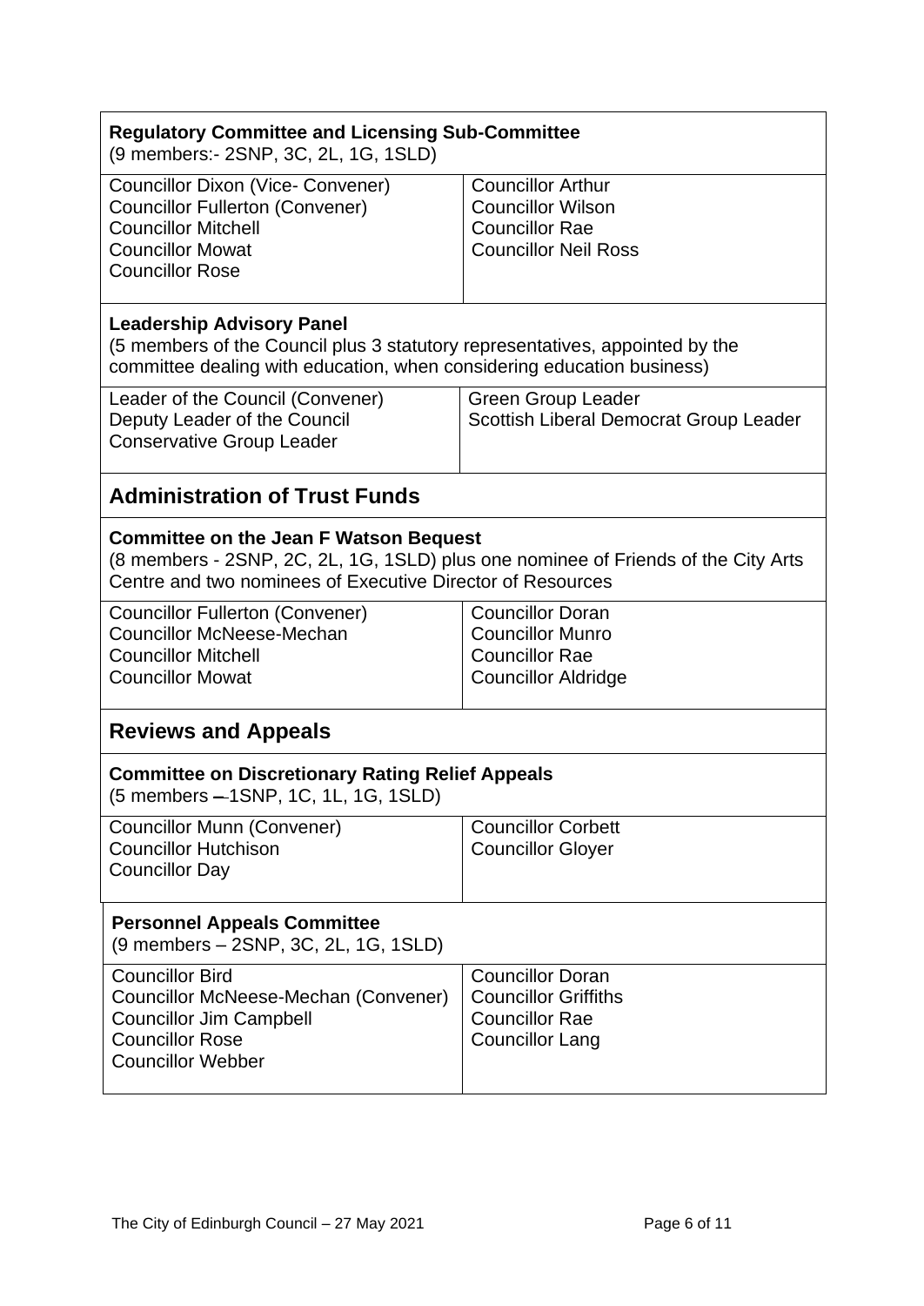**Regulatory Committee and Licensing Sub-Committee**
(9 members:- 2SNP, 3C, 2L, 1G, 1SLD)

| | |
|---|---|
| Councillor Dixon (Vice- Convener)<br>Councillor Fullerton (Convener)<br>Councillor Mitchell<br>Councillor Mowat<br>Councillor Rose | Councillor Arthur<br>Councillor Wilson<br>Councillor Rae<br>Councillor Neil Ross |

**Leadership Advisory Panel**
(5 members of the Council plus 3 statutory representatives, appointed by the committee dealing with education, when considering education business)

| | |
|---|---|
| Leader of the Council (Convener)<br>Deputy Leader of the Council<br>Conservative Group Leader | Green Group Leader<br>Scottish Liberal Democrat Group Leader |

## Administration of Trust Funds

**Committee on the Jean F Watson Bequest**
(8 members - 2SNP, 2C, 2L, 1G, 1SLD) plus one nominee of Friends of the City Arts Centre and two nominees of Executive Director of Resources

| | |
|---|---|
| Councillor Fullerton (Convener)<br>Councillor McNeese-Mechan<br>Councillor Mitchell<br>Councillor Mowat | Councillor Doran<br>Councillor Munro<br>Councillor Rae<br>Councillor Aldridge |

## Reviews and Appeals

**Committee on Discretionary Rating Relief Appeals**
(5 members –1SNP, 1C, 1L, 1G, 1SLD)

| | |
|---|---|
| Councillor Munn (Convener)<br>Councillor Hutchison<br>Councillor Day | Councillor Corbett<br>Councillor Gloyer |

**Personnel Appeals Committee**
(9 members – 2SNP, 3C, 2L, 1G, 1SLD)

| | |
|---|---|
| Councillor Bird<br>Councillor McNeese-Mechan (Convener)<br>Councillor Jim Campbell<br>Councillor Rose<br>Councillor Webber | Councillor Doran<br>Councillor Griffiths<br>Councillor Rae<br>Councillor Lang |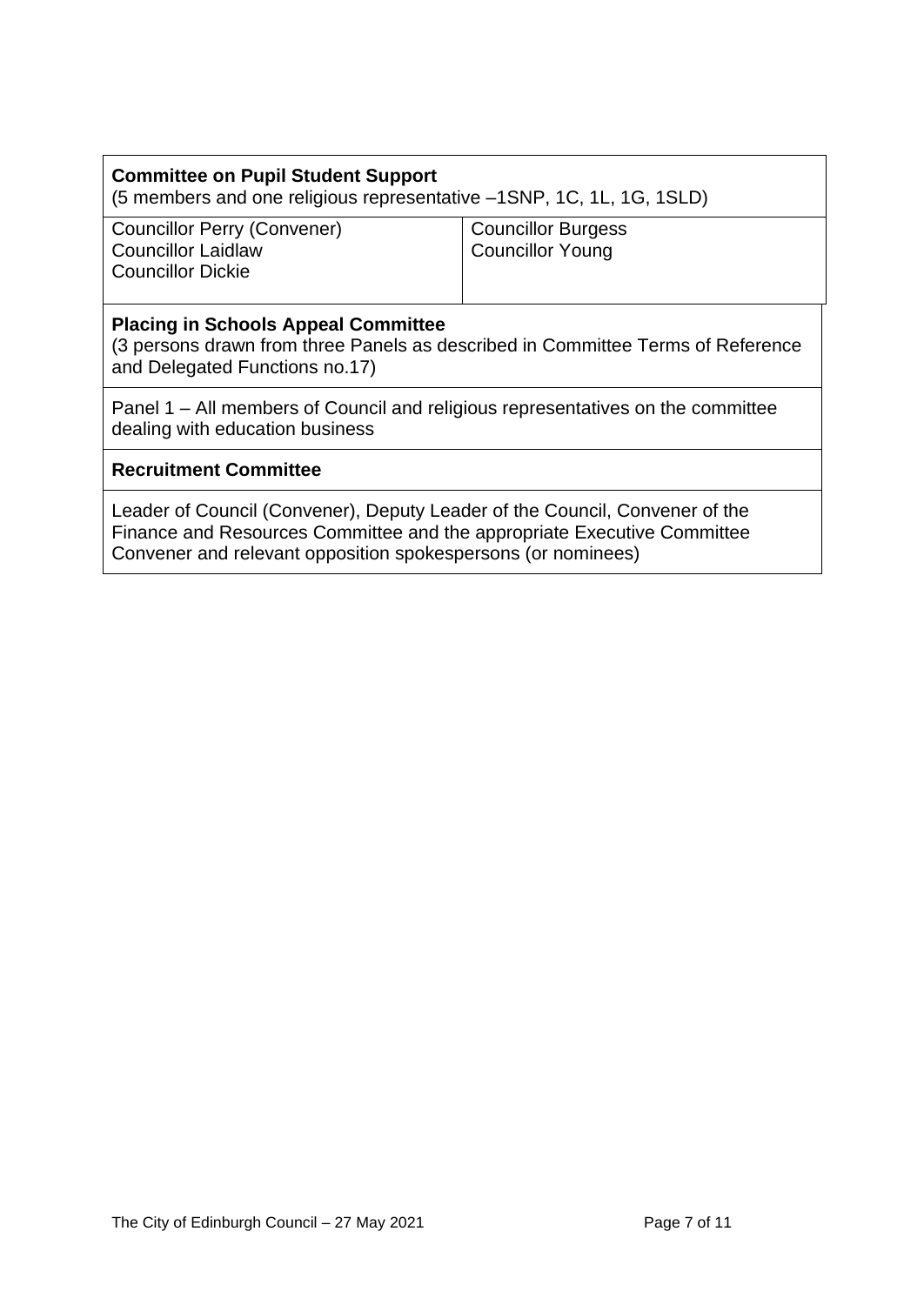| **Committee on Pupil Student Support**<br>(5 members and one religious representative –1SNP, 1C, 1L, 1G, 1SLD) | |
|---|---|
| Councillor Perry (Convener)<br>Councillor Laidlaw<br>Councillor Dickie | Councillor Burgess<br>Councillor Young |

| **Placing in Schools Appeal Committee**<br>(3 persons drawn from three Panels as described in Committee Terms of Reference and Delegated Functions no.17) |
|---|
| Panel 1 – All members of Council and religious representatives on the committee dealing with education business |

| **Recruitment Committee** |
|---|
| Leader of Council (Convener), Deputy Leader of the Council, Convener of the Finance and Resources Committee and the appropriate Executive Committee Convener and relevant opposition spokespersons (or nominees) |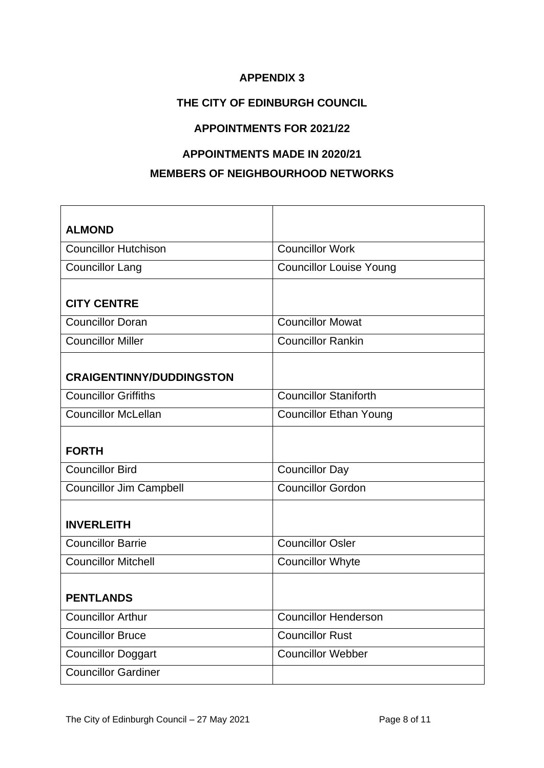**APPENDIX 3**

**THE CITY OF EDINBURGH COUNCIL**

**APPOINTMENTS FOR 2021/22**

**APPOINTMENTS MADE IN 2020/21**

**MEMBERS OF NEIGHBOURHOOD NETWORKS**

| | |
|---|---|
| **ALMOND** | |
| Councillor Hutchison | Councillor Work |
| Councillor Lang | Councillor Louise Young |
| **CITY CENTRE** | |
| Councillor Doran | Councillor Mowat |
| Councillor Miller | Councillor Rankin |
| **CRAIGENTINNY/DUDDINGSTON** | |
| Councillor Griffiths | Councillor Staniforth |
| Councillor McLellan | Councillor Ethan Young |
| **FORTH** | |
| Councillor Bird | Councillor Day |
| Councillor Jim Campbell | Councillor Gordon |
| **INVERLEITH** | |
| Councillor Barrie | Councillor Osler |
| Councillor Mitchell | Councillor Whyte |
| **PENTLANDS** | |
| Councillor Arthur | Councillor Henderson |
| Councillor Bruce | Councillor Rust |
| Councillor Doggart | Councillor Webber |
| Councillor Gardiner | |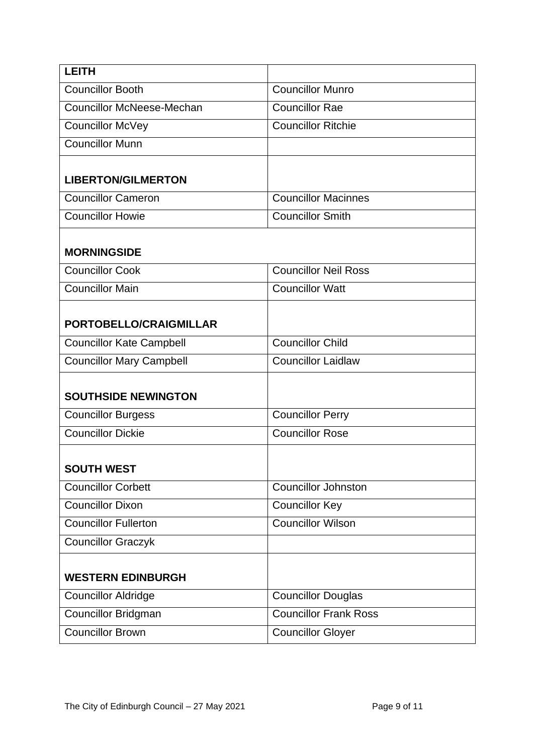| **LEITH** | |
|---|---|
| Councillor Booth | Councillor Munro |
| Councillor McNeese-Mechan | Councillor Rae |
| Councillor McVey | Councillor Ritchie |
| Councillor Munn | |
| **LIBERTON/GILMERTON** | |
| Councillor Cameron | Councillor Macinnes |
| Councillor Howie | Councillor Smith |
| **MORNINGSIDE** | |
| Councillor Cook | Councillor Neil Ross |
| Councillor Main | Councillor Watt |
| **PORTOBELLO/CRAIGMILLAR** | |
| Councillor Kate Campbell | Councillor Child |
| Councillor Mary Campbell | Councillor Laidlaw |
| **SOUTHSIDE NEWINGTON** | |
| Councillor Burgess | Councillor Perry |
| Councillor Dickie | Councillor Rose |
| **SOUTH WEST** | |
| Councillor Corbett | Councillor Johnston |
| Councillor Dixon | Councillor Key |
| Councillor Fullerton | Councillor Wilson |
| Councillor Graczyk | |
| **WESTERN EDINBURGH** | |
| Councillor Aldridge | Councillor Douglas |
| Councillor Bridgman | Councillor Frank Ross |
| Councillor Brown | Councillor Gloyer |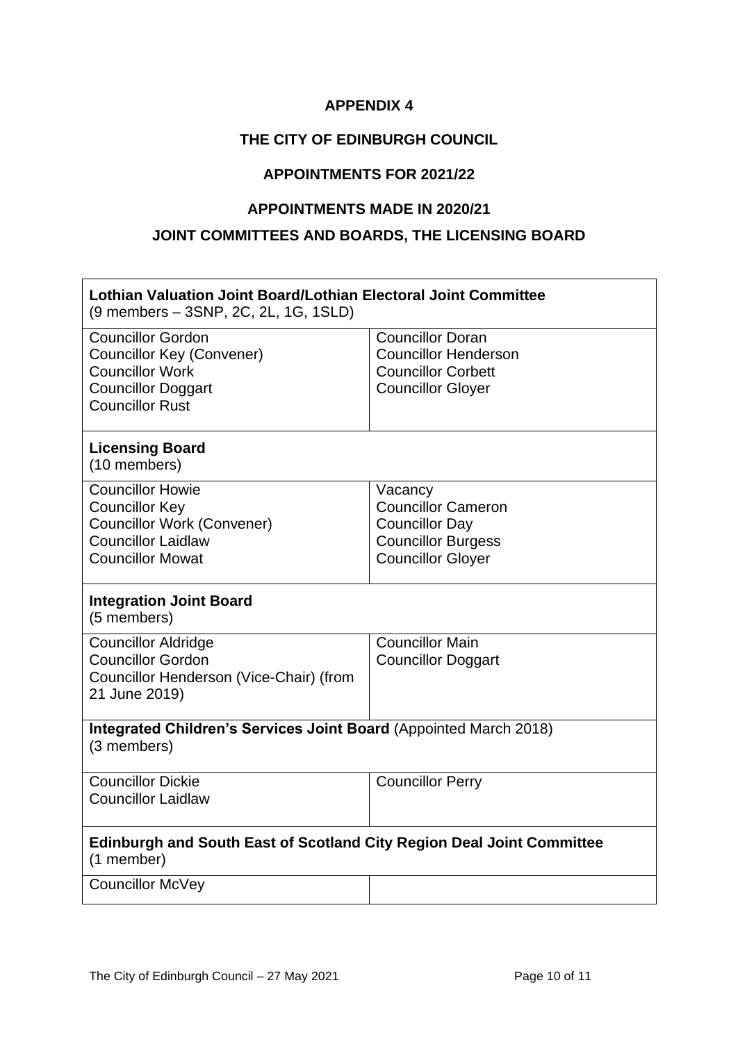**APPENDIX 4**

**THE CITY OF EDINBURGH COUNCIL**

**APPOINTMENTS FOR 2021/22**

**APPOINTMENTS MADE IN 2020/21**

**JOINT COMMITTEES AND BOARDS, THE LICENSING BOARD**

| **Lothian Valuation Joint Board/Lothian Electoral Joint Committee** (9 members – 3SNP, 2C, 2L, 1G, 1SLD) | |
|---|---|
| Councillor Gordon<br>Councillor Key (Convener)<br>Councillor Work<br>Councillor Doggart<br>Councillor Rust | Councillor Doran<br>Councillor Henderson<br>Councillor Corbett<br>Councillor Gloyer |
| **Licensing Board** (10 members) | |
| Councillor Howie<br>Councillor Key<br>Councillor Work (Convener)<br>Councillor Laidlaw<br>Councillor Mowat | Vacancy<br>Councillor Cameron<br>Councillor Day<br>Councillor Burgess<br>Councillor Gloyer |
| **Integration Joint Board** (5 members) | |
| Councillor Aldridge<br>Councillor Gordon<br>Councillor Henderson (Vice-Chair) (from 21 June 2019) | Councillor Main<br>Councillor Doggart |
| **Integrated Children's Services Joint Board** (Appointed March 2018) (3 members) | |
| Councillor Dickie<br>Councillor Laidlaw | Councillor Perry |
| **Edinburgh and South East of Scotland City Region Deal Joint Committee** (1 member) | |
| Councillor McVey | |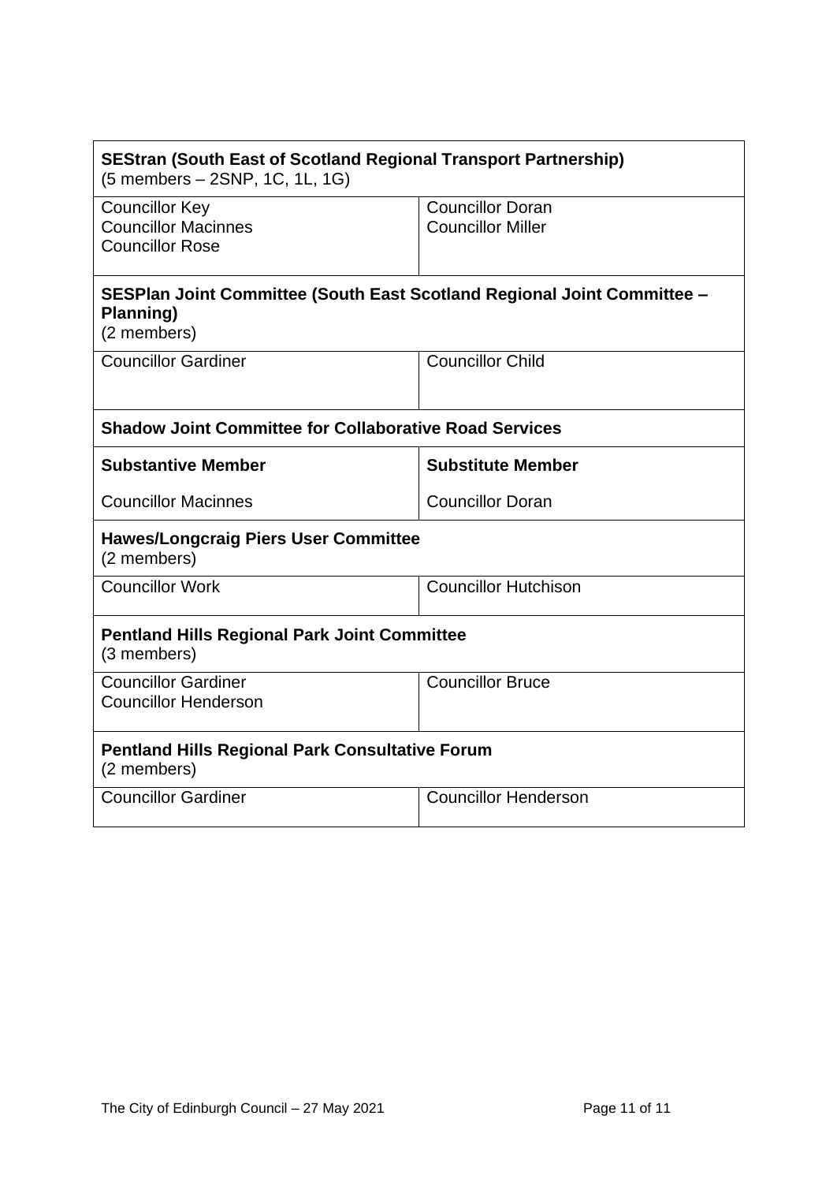| | |
|---|---|
| **SEStran (South East of Scotland Regional Transport Partnership)**<br>(5 members – 2SNP, 1C, 1L, 1G) | |
| Councillor Key<br>Councillor Macinnes<br>Councillor Rose | Councillor Doran<br>Councillor Miller |
| **SESPlan Joint Committee (South East Scotland Regional Joint Committee – Planning)**<br>(2 members) | |
| Councillor Gardiner | Councillor Child |
| **Shadow Joint Committee for Collaborative Road Services** | |
| **Substantive Member** | **Substitute Member** |
| Councillor Macinnes | Councillor Doran |
| **Hawes/Longcraig Piers User Committee**<br>(2 members) | |
| Councillor Work | Councillor Hutchison |
| **Pentland Hills Regional Park Joint Committee**<br>(3 members) | |
| Councillor Gardiner<br>Councillor Henderson | Councillor Bruce |
| **Pentland Hills Regional Park Consultative Forum**<br>(2 members) | |
| Councillor Gardiner | Councillor Henderson |